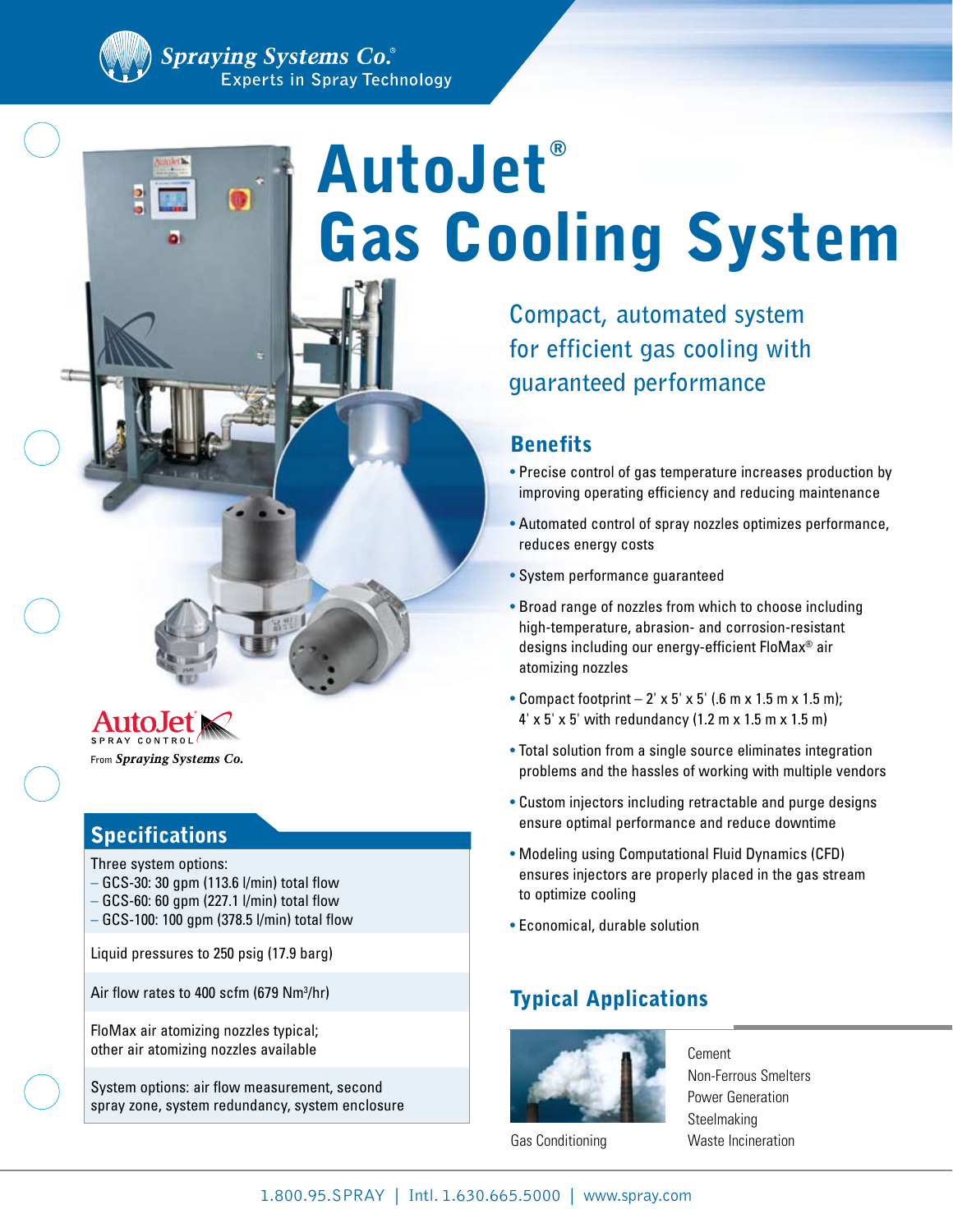Spraying Systems Co.®
Experts in Spray Technology

# AutoJet® Gas Cooling System

Compact, automated system for efficient gas cooling with guaranteed performance

AutoJet SPRAY CONTROL
From *Spraying Systems Co.*

## Specifications

Three system options:
- GCS-30: 30 gpm (113.6 l/min) total flow
- GCS-60: 60 gpm (227.1 l/min) total flow
- GCS-100: 100 gpm (378.5 l/min) total flow

Liquid pressures to 250 psig (17.9 barg)

Air flow rates to 400 scfm (679 $Nm^3/hr$)

FloMax air atomizing nozzles typical; other air atomizing nozzles available

System options: air flow measurement, second spray zone, system redundancy, system enclosure

## Benefits

- Precise control of gas temperature increases production by improving operating efficiency and reducing maintenance
- Automated control of spray nozzles optimizes performance, reduces energy costs
- System performance guaranteed
- Broad range of nozzles from which to choose including high-temperature, abrasion- and corrosion-resistant designs including our energy-efficient FloMax® air atomizing nozzles
- Compact footprint – 2' x 5' x 5' (.6 m x 1.5 m x 1.5 m); 4' x 5' x 5' with redundancy (1.2 m x 1.5 m x 1.5 m)
- Total solution from a single source eliminates integration problems and the hassles of working with multiple vendors
- Custom injectors including retractable and purge designs ensure optimal performance and reduce downtime
- Modeling using Computational Fluid Dynamics (CFD) ensures injectors are properly placed in the gas stream to optimize cooling
- Economical, durable solution

## Typical Applications

Gas Conditioning

- Cement
- Non-Ferrous Smelters
- Power Generation
- Steelmaking
- Waste Incineration

1.800.95.SPRAY | Intl. 1.630.665.5000 | www.spray.com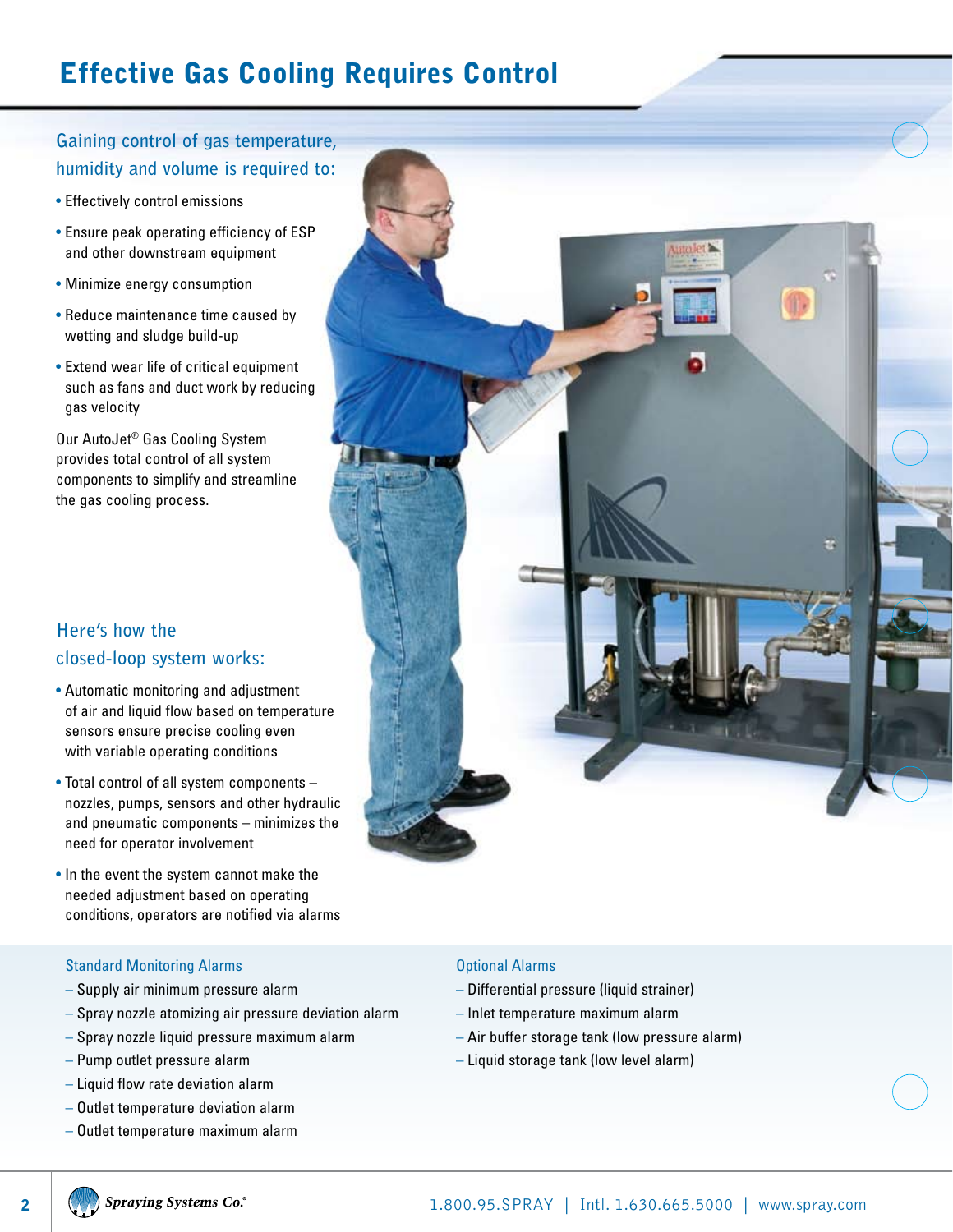# Effective Gas Cooling Requires Control

## Gaining control of gas temperature, humidity and volume is required to:

- Effectively control emissions
- Ensure peak operating efficiency of ESP and other downstream equipment
- Minimize energy consumption
- Reduce maintenance time caused by wetting and sludge build-up
- Extend wear life of critical equipment such as fans and duct work by reducing gas velocity

Our AutoJet® Gas Cooling System provides total control of all system components to simplify and streamline the gas cooling process.

## Here's how the closed-loop system works:

- Automatic monitoring and adjustment of air and liquid flow based on temperature sensors ensure precise cooling even with variable operating conditions
- Total control of all system components – nozzles, pumps, sensors and other hydraulic and pneumatic components – minimizes the need for operator involvement
- In the event the system cannot make the needed adjustment based on operating conditions, operators are notified via alarms

### Standard Monitoring Alarms

- Supply air minimum pressure alarm
- Spray nozzle atomizing air pressure deviation alarm
- Spray nozzle liquid pressure maximum alarm
- Pump outlet pressure alarm
- Liquid flow rate deviation alarm
- Outlet temperature deviation alarm
- Outlet temperature maximum alarm

### Optional Alarms

- Differential pressure (liquid strainer)
- Inlet temperature maximum alarm
- Air buffer storage tank (low pressure alarm)
- Liquid storage tank (low level alarm)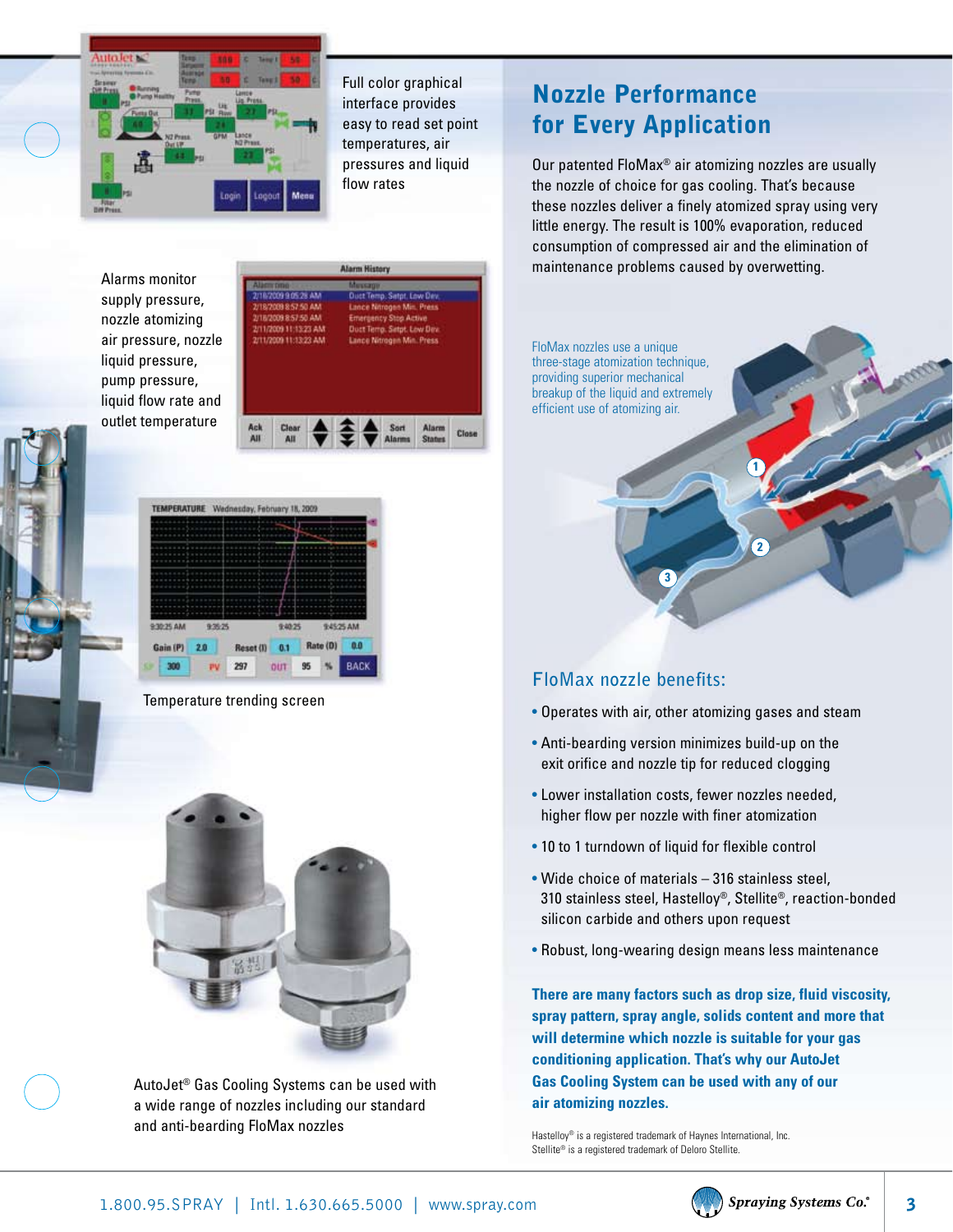Full color graphical interface provides easy to read set point temperatures, air pressures and liquid flow rates

Alarms monitor supply pressure, nozzle atomizing air pressure, nozzle liquid pressure, pump pressure, liquid flow rate and outlet temperature

Temperature trending screen

AutoJet® Gas Cooling Systems can be used with a wide range of nozzles including our standard and anti-bearding FloMax nozzles

## Nozzle Performance for Every Application

Our patented FloMax® air atomizing nozzles are usually the nozzle of choice for gas cooling. That's because these nozzles deliver a finely atomized spray using very little energy. The result is 100% evaporation, reduced consumption of compressed air and the elimination of maintenance problems caused by overwetting.

FloMax nozzles use a unique three-stage atomization technique, providing superior mechanical breakup of the liquid and extremely efficient use of atomizing air.

### FloMax nozzle benefits:

- Operates with air, other atomizing gases and steam
- Anti-bearding version minimizes build-up on the exit orifice and nozzle tip for reduced clogging
- Lower installation costs, fewer nozzles needed, higher flow per nozzle with finer atomization
- 10 to 1 turndown of liquid for flexible control
- Wide choice of materials – 316 stainless steel, 310 stainless steel, Hastelloy®, Stellite®, reaction-bonded silicon carbide and others upon request
- Robust, long-wearing design means less maintenance

**There are many factors such as drop size, fluid viscosity, spray pattern, spray angle, solids content and more that will determine which nozzle is suitable for your gas conditioning application. That's why our AutoJet Gas Cooling System can be used with any of our air atomizing nozzles.**

Hastelloy® is a registered trademark of Haynes International, Inc.
Stellite® is a registered trademark of Deloro Stellite.

1.800.95.SPRAY | Intl. 1.630.665.5000 | www.spray.com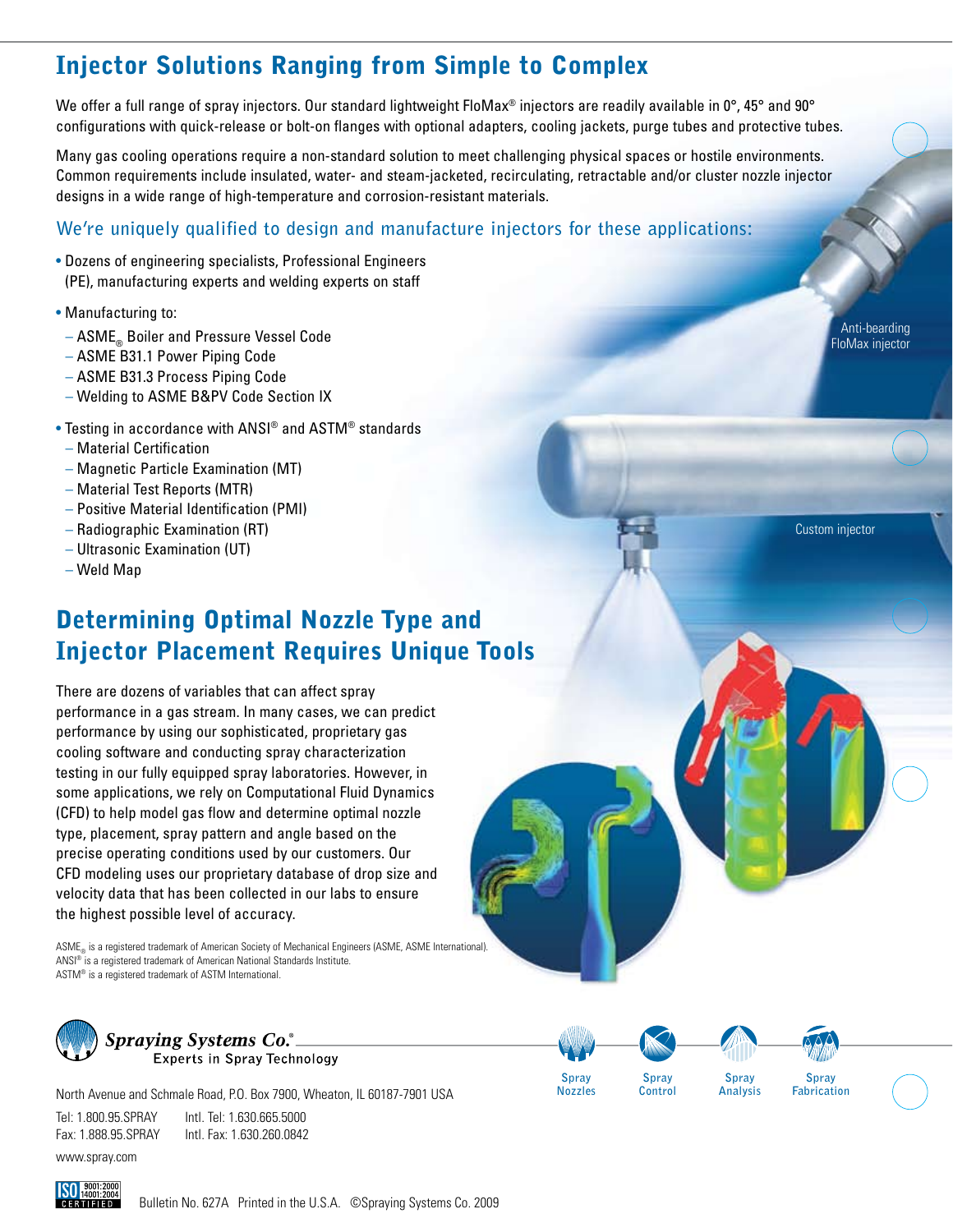## Injector Solutions Ranging from Simple to Complex

We offer a full range of spray injectors. Our standard lightweight FloMax® injectors are readily available in 0°, 45° and 90° configurations with quick-release or bolt-on flanges with optional adapters, cooling jackets, purge tubes and protective tubes.

Many gas cooling operations require a non-standard solution to meet challenging physical spaces or hostile environments. Common requirements include insulated, water- and steam-jacketed, recirculating, retractable and/or cluster nozzle injector designs in a wide range of high-temperature and corrosion-resistant materials.

### We're uniquely qualified to design and manufacture injectors for these applications:

- Dozens of engineering specialists, Professional Engineers (PE), manufacturing experts and welding experts on staff
- Manufacturing to:
  - ASME® Boiler and Pressure Vessel Code
  - ASME B31.1 Power Piping Code
  - ASME B31.3 Process Piping Code
  - Welding to ASME B&PV Code Section IX
- Testing in accordance with ANSI® and ASTM® standards
  - Material Certification
  - Magnetic Particle Examination (MT)
  - Material Test Reports (MTR)
  - Positive Material Identification (PMI)
  - Radiographic Examination (RT)
  - Ultrasonic Examination (UT)
  - Weld Map

Anti-bearding FloMax injector

Custom injector

## Determining Optimal Nozzle Type and Injector Placement Requires Unique Tools

There are dozens of variables that can affect spray performance in a gas stream. In many cases, we can predict performance by using our sophisticated, proprietary gas cooling software and conducting spray characterization testing in our fully equipped spray laboratories. However, in some applications, we rely on Computational Fluid Dynamics (CFD) to help model gas flow and determine optimal nozzle type, placement, spray pattern and angle based on the precise operating conditions used by our customers. Our CFD modeling uses our proprietary database of drop size and velocity data that has been collected in our labs to ensure the highest possible level of accuracy.

ASME® is a registered trademark of American Society of Mechanical Engineers (ASME, ASME International).
ANSI® is a registered trademark of American National Standards Institute.
ASTM® is a registered trademark of ASTM International.

**Spraying Systems Co.®**
Experts in Spray Technology

Spray Nozzles | Spray Control | Spray Analysis | Spray Fabrication

North Avenue and Schmale Road, P.O. Box 7900, Wheaton, IL 60187-7901 USA

Tel: 1.800.95.SPRAY  Intl. Tel: 1.630.665.5000
Fax: 1.888.95.SPRAY  Intl. Fax: 1.630.260.0842

www.spray.com

ISO 9001:2000 14001:2004 CERTIFIED

Bulletin No. 627A Printed in the U.S.A. ©Spraying Systems Co. 2009